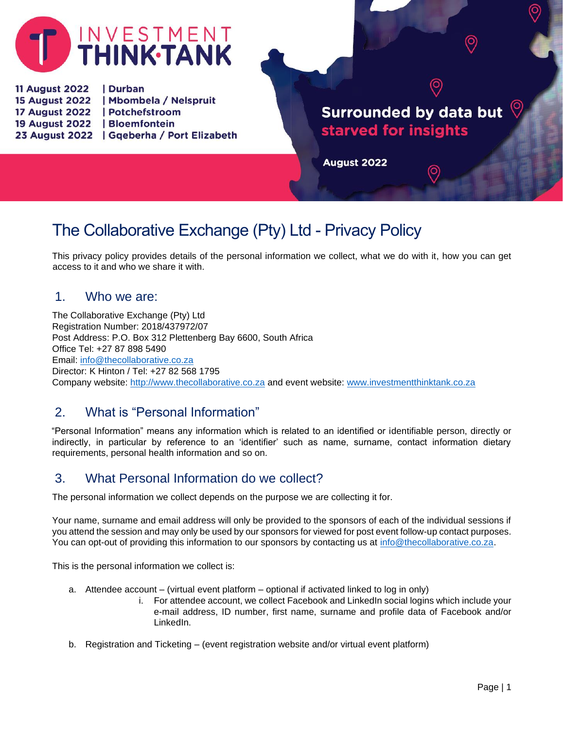INVESTMENT THINK·TANK

11 August 2022 | Durban
15 August 2022 | Mbombela / Nelspruit
17 August 2022 | Potchefstroom
19 August 2022 | Bloemfontein
23 August 2022 | Gqeberha / Port Elizabeth

**Surrounded by data but starved for insights**

**August 2022**

# The Collaborative Exchange (Pty) Ltd - Privacy Policy

This privacy policy provides details of the personal information we collect, what we do with it, how you can get access to it and who we share it with.

## 1. Who we are:

The Collaborative Exchange (Pty) Ltd
Registration Number: 2018/437972/07
Post Address: P.O. Box 312 Plettenberg Bay 6600, South Africa
Office Tel: +27 87 898 5490
Email: info@thecollaborative.co.za
Director: K Hinton / Tel: +27 82 568 1795
Company website: http://www.thecollaborative.co.za and event website: www.investmentthinktank.co.za

## 2. What is "Personal Information"

"Personal Information" means any information which is related to an identified or identifiable person, directly or indirectly, in particular by reference to an 'identifier' such as name, surname, contact information dietary requirements, personal health information and so on.

## 3. What Personal Information do we collect?

The personal information we collect depends on the purpose we are collecting it for.

Your name, surname and email address will only be provided to the sponsors of each of the individual sessions if you attend the session and may only be used by our sponsors for viewed for post event follow-up contact purposes. You can opt-out of providing this information to our sponsors by contacting us at info@thecollaborative.co.za.

This is the personal information we collect is:

a. Attendee account – (virtual event platform – optional if activated linked to log in only)
   i. For attendee account, we collect Facebook and LinkedIn social logins which include your e-mail address, ID number, first name, surname and profile data of Facebook and/or LinkedIn.

b. Registration and Ticketing – (event registration website and/or virtual event platform)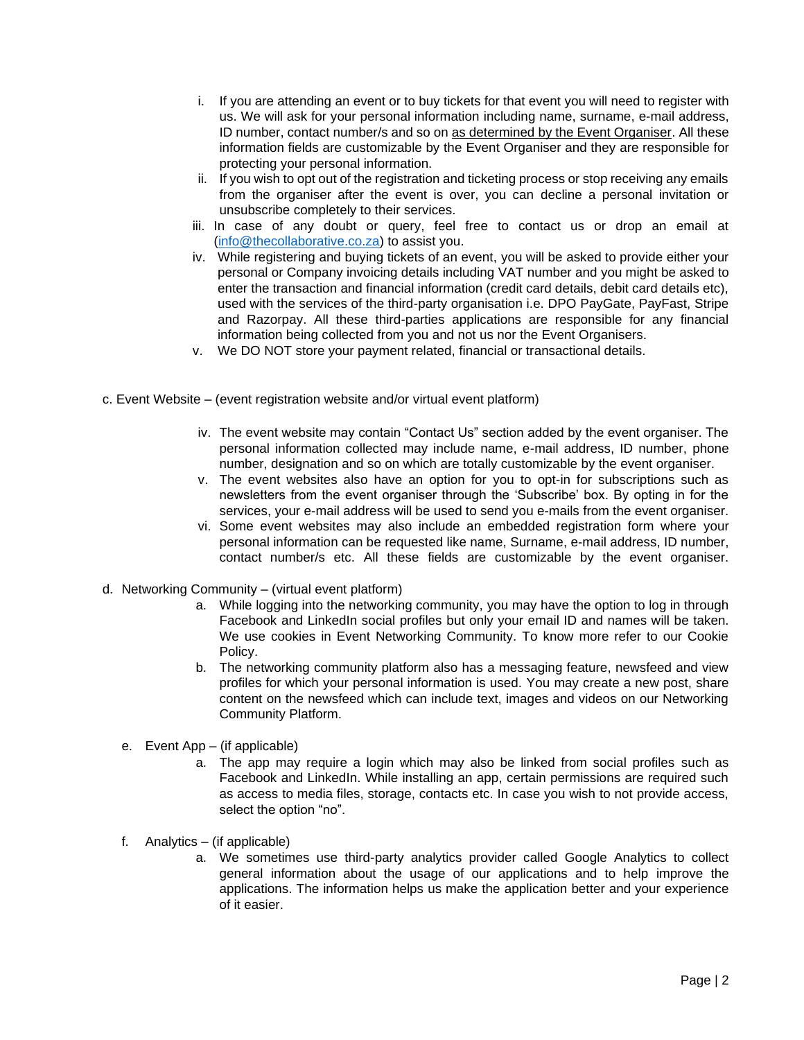i. If you are attending an event or to buy tickets for that event you will need to register with us. We will ask for your personal information including name, surname, e-mail address, ID number, contact number/s and so on as determined by the Event Organiser. All these information fields are customizable by the Event Organiser and they are responsible for protecting your personal information.

ii. If you wish to opt out of the registration and ticketing process or stop receiving any emails from the organiser after the event is over, you can decline a personal invitation or unsubscribe completely to their services.

iii. In case of any doubt or query, feel free to contact us or drop an email at ([info@thecollaborative.co.za](mailto:info@thecollaborative.co.za)) to assist you.

iv. While registering and buying tickets of an event, you will be asked to provide either your personal or Company invoicing details including VAT number and you might be asked to enter the transaction and financial information (credit card details, debit card details etc), used with the services of the third-party organisation i.e. DPO PayGate, PayFast, Stripe and Razorpay. All these third-parties applications are responsible for any financial information being collected from you and not us nor the Event Organisers.

v. We DO NOT store your payment related, financial or transactional details.

c. Event Website – (event registration website and/or virtual event platform)

iv. The event website may contain "Contact Us" section added by the event organiser. The personal information collected may include name, e-mail address, ID number, phone number, designation and so on which are totally customizable by the event organiser.

v. The event websites also have an option for you to opt-in for subscriptions such as newsletters from the event organiser through the 'Subscribe' box. By opting in for the services, your e-mail address will be used to send you e-mails from the event organiser.

vi. Some event websites may also include an embedded registration form where your personal information can be requested like name, Surname, e-mail address, ID number, contact number/s etc. All these fields are customizable by the event organiser.

d. Networking Community – (virtual event platform)

a. While logging into the networking community, you may have the option to log in through Facebook and LinkedIn social profiles but only your email ID and names will be taken. We use cookies in Event Networking Community. To know more refer to our Cookie Policy.

b. The networking community platform also has a messaging feature, newsfeed and view profiles for which your personal information is used. You may create a new post, share content on the newsfeed which can include text, images and videos on our Networking Community Platform.

e. Event App – (if applicable)

a. The app may require a login which may also be linked from social profiles such as Facebook and LinkedIn. While installing an app, certain permissions are required such as access to media files, storage, contacts etc. In case you wish to not provide access, select the option "no".

f. Analytics – (if applicable)

a. We sometimes use third-party analytics provider called Google Analytics to collect general information about the usage of our applications and to help improve the applications. The information helps us make the application better and your experience of it easier.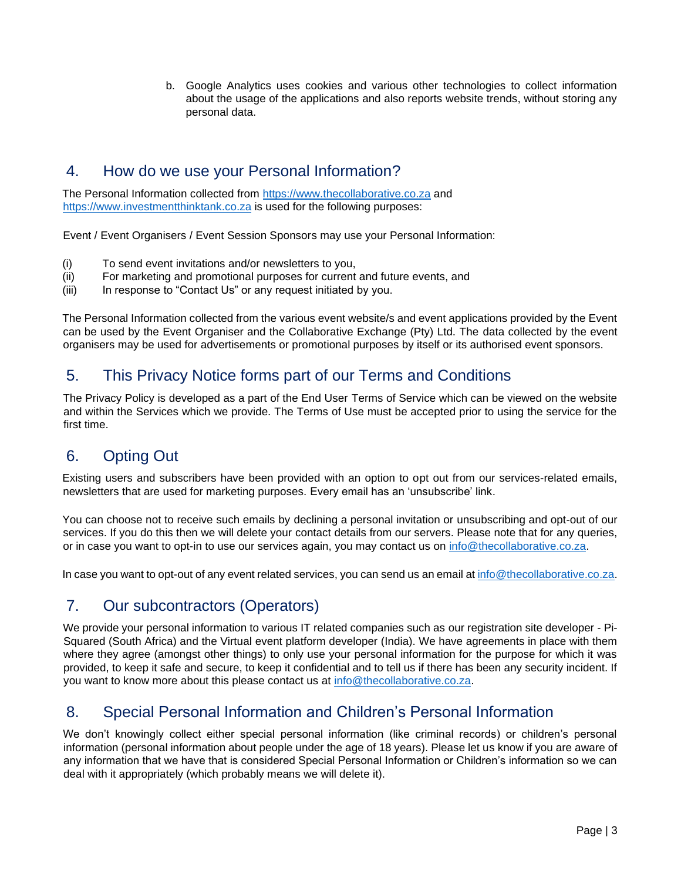b. Google Analytics uses cookies and various other technologies to collect information about the usage of the applications and also reports website trends, without storing any personal data.

## 4. How do we use your Personal Information?

The Personal Information collected from https://www.thecollaborative.co.za and https://www.investmentthinktank.co.za is used for the following purposes:

Event / Event Organisers / Event Session Sponsors may use your Personal Information:

(i) To send event invitations and/or newsletters to you,
(ii) For marketing and promotional purposes for current and future events, and
(iii) In response to "Contact Us" or any request initiated by you.

The Personal Information collected from the various event website/s and event applications provided by the Event can be used by the Event Organiser and the Collaborative Exchange (Pty) Ltd. The data collected by the event organisers may be used for advertisements or promotional purposes by itself or its authorised event sponsors.

## 5. This Privacy Notice forms part of our Terms and Conditions

The Privacy Policy is developed as a part of the End User Terms of Service which can be viewed on the website and within the Services which we provide. The Terms of Use must be accepted prior to using the service for the first time.

## 6. Opting Out

Existing users and subscribers have been provided with an option to opt out from our services-related emails, newsletters that are used for marketing purposes. Every email has an 'unsubscribe' link.

You can choose not to receive such emails by declining a personal invitation or unsubscribing and opt-out of our services. If you do this then we will delete your contact details from our servers. Please note that for any queries, or in case you want to opt-in to use our services again, you may contact us on info@thecollaborative.co.za.

In case you want to opt-out of any event related services, you can send us an email at info@thecollaborative.co.za.

## 7. Our subcontractors (Operators)

We provide your personal information to various IT related companies such as our registration site developer - Pi-Squared (South Africa) and the Virtual event platform developer (India). We have agreements in place with them where they agree (amongst other things) to only use your personal information for the purpose for which it was provided, to keep it safe and secure, to keep it confidential and to tell us if there has been any security incident. If you want to know more about this please contact us at info@thecollaborative.co.za.

## 8. Special Personal Information and Children's Personal Information

We don't knowingly collect either special personal information (like criminal records) or children's personal information (personal information about people under the age of 18 years). Please let us know if you are aware of any information that we have that is considered Special Personal Information or Children's information so we can deal with it appropriately (which probably means we will delete it).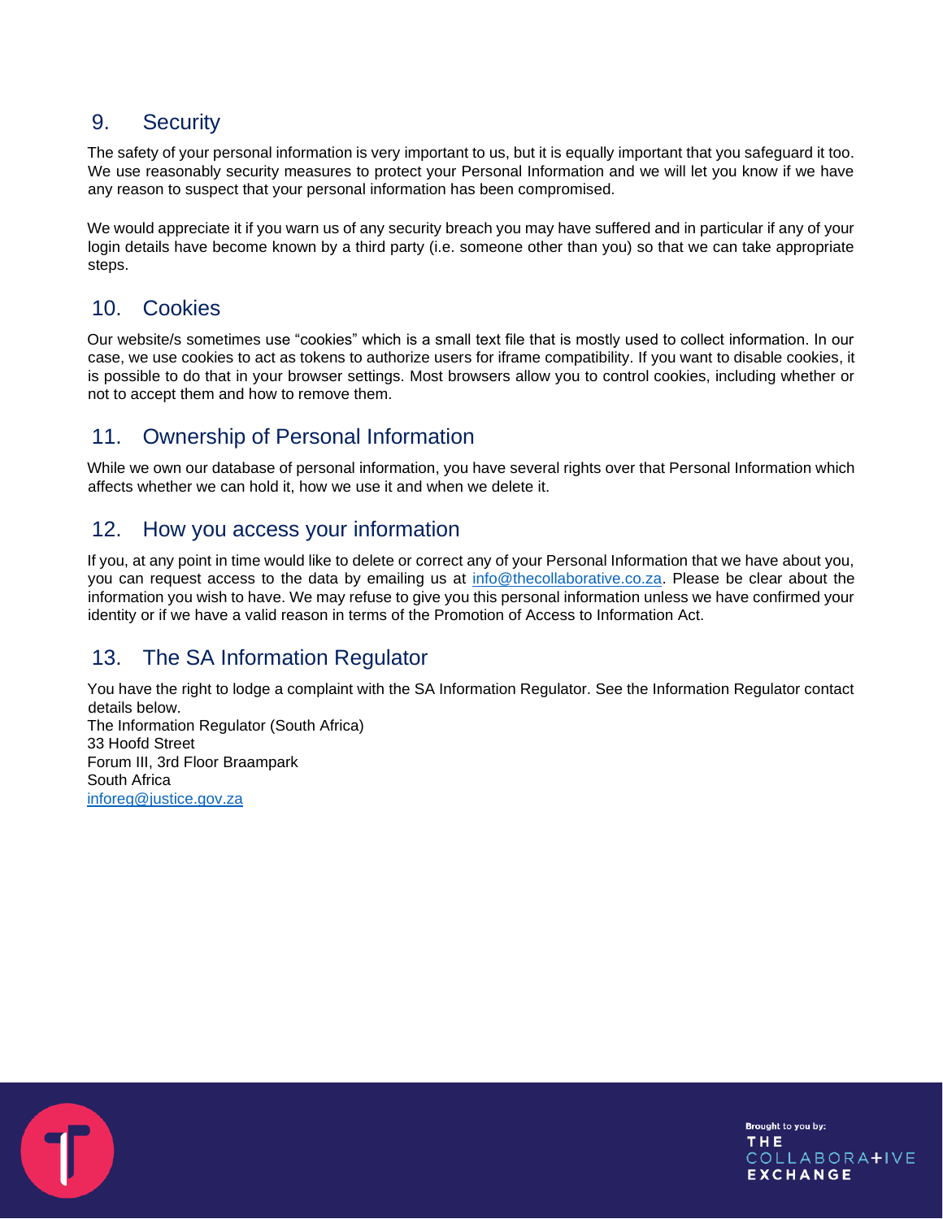## 9. Security

The safety of your personal information is very important to us, but it is equally important that you safeguard it too. We use reasonably security measures to protect your Personal Information and we will let you know if we have any reason to suspect that your personal information has been compromised.

We would appreciate it if you warn us of any security breach you may have suffered and in particular if any of your login details have become known by a third party (i.e. someone other than you) so that we can take appropriate steps.

## 10. Cookies

Our website/s sometimes use "cookies" which is a small text file that is mostly used to collect information. In our case, we use cookies to act as tokens to authorize users for iframe compatibility. If you want to disable cookies, it is possible to do that in your browser settings. Most browsers allow you to control cookies, including whether or not to accept them and how to remove them.

## 11. Ownership of Personal Information

While we own our database of personal information, you have several rights over that Personal Information which affects whether we can hold it, how we use it and when we delete it.

## 12. How you access your information

If you, at any point in time would like to delete or correct any of your Personal Information that we have about you, you can request access to the data by emailing us at info@thecollaborative.co.za. Please be clear about the information you wish to have. We may refuse to give you this personal information unless we have confirmed your identity or if we have a valid reason in terms of the Promotion of Access to Information Act.

## 13. The SA Information Regulator

You have the right to lodge a complaint with the SA Information Regulator. See the Information Regulator contact details below.
The Information Regulator (South Africa)
33 Hoofd Street
Forum III, 3rd Floor Braampark
South Africa
inforeg@justice.gov.za